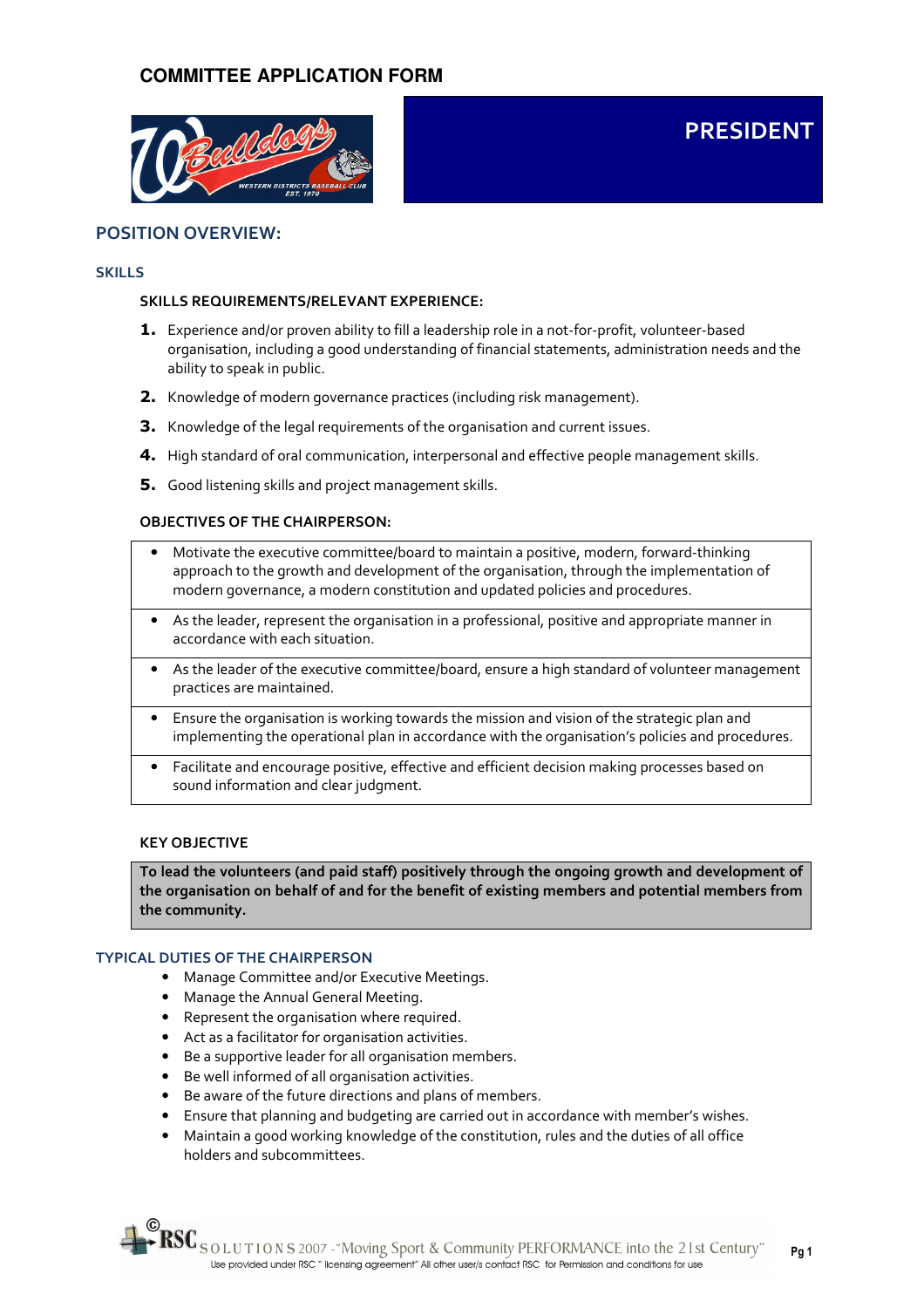# COMMITTEE APPLICATION FORM

## PRESIDENT

## POSITION OVERVIEW:

### SKILLS

**SKILLS REQUIREMENTS/RELEVANT EXPERIENCE:**

1. Experience and/or proven ability to fill a leadership role in a not-for-profit, volunteer-based organisation, including a good understanding of financial statements, administration needs and the ability to speak in public.
2. Knowledge of modern governance practices (including risk management).
3. Knowledge of the legal requirements of the organisation and current issues.
4. High standard of oral communication, interpersonal and effective people management skills.
5. Good listening skills and project management skills.

**OBJECTIVES OF THE CHAIRPERSON:**

- Motivate the executive committee/board to maintain a positive, modern, forward-thinking approach to the growth and development of the organisation, through the implementation of modern governance, a modern constitution and updated policies and procedures.
- As the leader, represent the organisation in a professional, positive and appropriate manner in accordance with each situation.
- As the leader of the executive committee/board, ensure a high standard of volunteer management practices are maintained.
- Ensure the organisation is working towards the mission and vision of the strategic plan and implementing the operational plan in accordance with the organisation's policies and procedures.
- Facilitate and encourage positive, effective and efficient decision making processes based on sound information and clear judgment.

**KEY OBJECTIVE**

**To lead the volunteers (and paid staff) positively through the ongoing growth and development of the organisation on behalf of and for the benefit of existing members and potential members from the community.**

### TYPICAL DUTIES OF THE CHAIRPERSON

- Manage Committee and/or Executive Meetings.
- Manage the Annual General Meeting.
- Represent the organisation where required.
- Act as a facilitator for organisation activities.
- Be a supportive leader for all organisation members.
- Be well informed of all organisation activities.
- Be aware of the future directions and plans of members.
- Ensure that planning and budgeting are carried out in accordance with member's wishes.
- Maintain a good working knowledge of the constitution, rules and the duties of all office holders and subcommittees.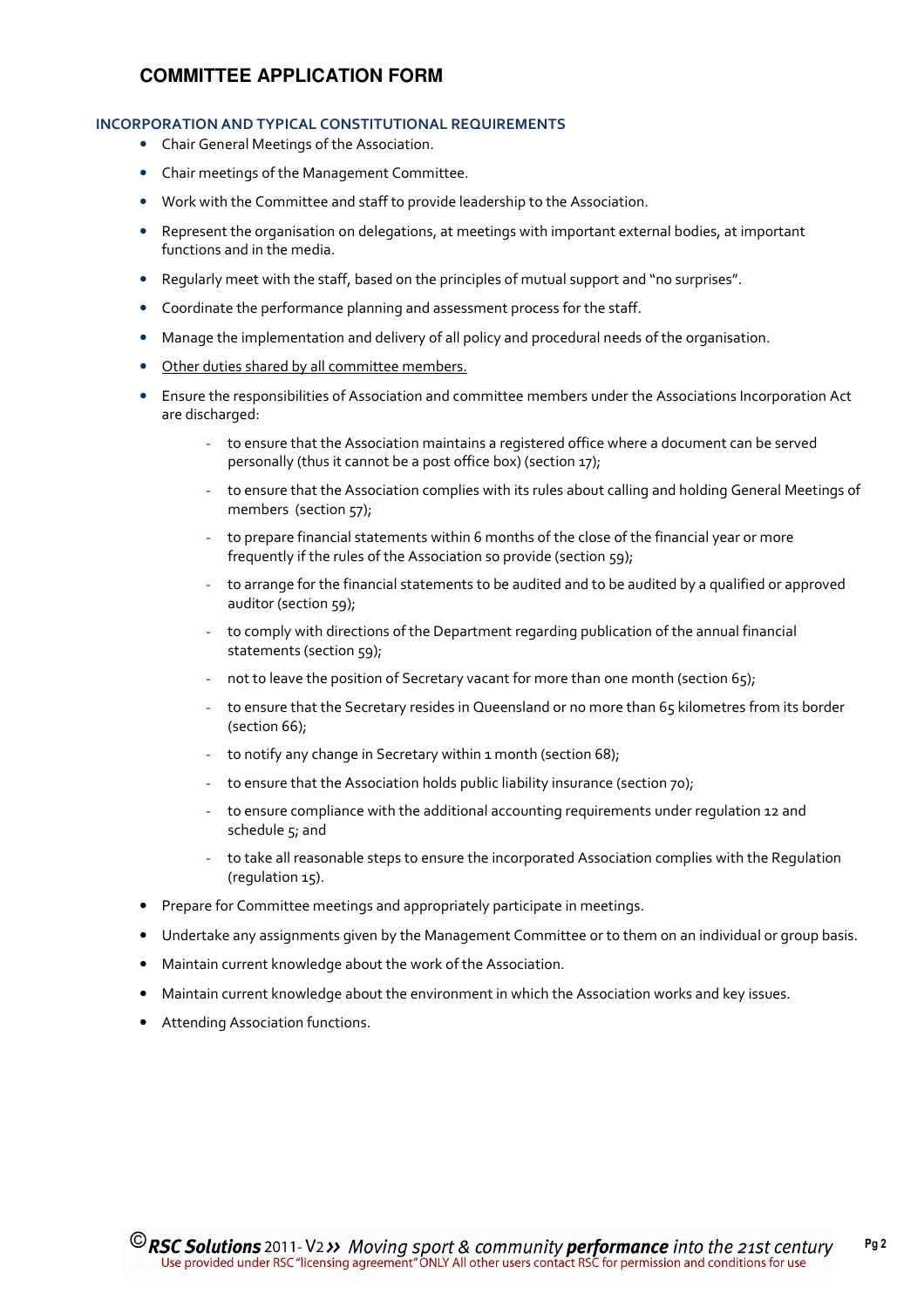## COMMITTEE APPLICATION FORM

### INCORPORATION AND TYPICAL CONSTITUTIONAL REQUIREMENTS

- Chair General Meetings of the Association.
- Chair meetings of the Management Committee.
- Work with the Committee and staff to provide leadership to the Association.
- Represent the organisation on delegations, at meetings with important external bodies, at important functions and in the media.
- Regularly meet with the staff, based on the principles of mutual support and "no surprises".
- Coordinate the performance planning and assessment process for the staff.
- Manage the implementation and delivery of all policy and procedural needs of the organisation.
- <u>Other duties shared by all committee members.</u>
- Ensure the responsibilities of Association and committee members under the Associations Incorporation Act are discharged:
    - to ensure that the Association maintains a registered office where a document can be served personally (thus it cannot be a post office box) (section 17);
    - to ensure that the Association complies with its rules about calling and holding General Meetings of members (section 57);
    - to prepare financial statements within 6 months of the close of the financial year or more frequently if the rules of the Association so provide (section 59);
    - to arrange for the financial statements to be audited and to be audited by a qualified or approved auditor (section 59);
    - to comply with directions of the Department regarding publication of the annual financial statements (section 59);
    - not to leave the position of Secretary vacant for more than one month (section 65);
    - to ensure that the Secretary resides in Queensland or no more than 65 kilometres from its border (section 66);
    - to notify any change in Secretary within 1 month (section 68);
    - to ensure that the Association holds public liability insurance (section 70);
    - to ensure compliance with the additional accounting requirements under regulation 12 and schedule 5; and
    - to take all reasonable steps to ensure the incorporated Association complies with the Regulation (regulation 15).
- Prepare for Committee meetings and appropriately participate in meetings.
- Undertake any assignments given by the Management Committee or to them on an individual or group basis.
- Maintain current knowledge about the work of the Association.
- Maintain current knowledge about the environment in which the Association works and key issues.
- Attending Association functions.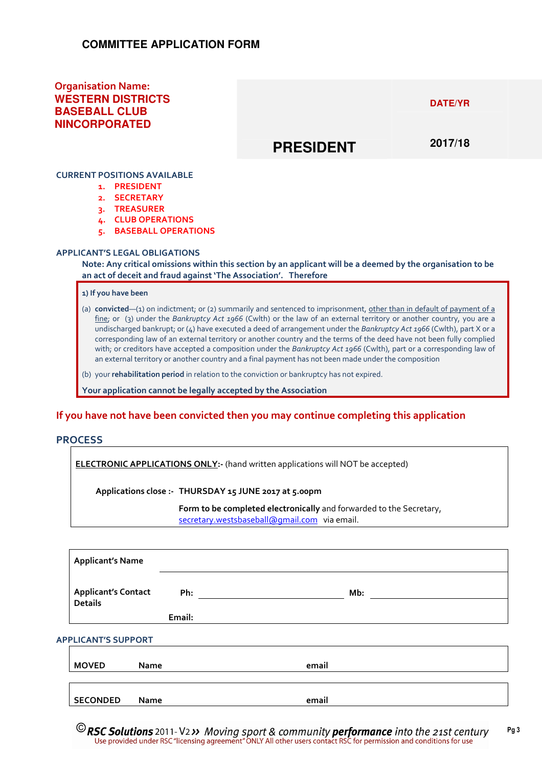# COMMITTEE APPLICATION FORM

**Organisation Name:**
**WESTERN DISTRICTS BASEBALL CLUB NINCORPORATED**

| PRESIDENT | DATE/YR |
| --- | --- |
| | 2017/18 |

## CURRENT POSITIONS AVAILABLE

1. PRESIDENT
2. SECRETARY
3. TREASURER
4. CLUB OPERATIONS
5. BASEBALL OPERATIONS

## APPLICANT'S LEGAL OBLIGATIONS

**Note: Any critical omissions within this section by an applicant will be a deemed by the organisation to be an act of deceit and fraud against 'The Association'. Therefore**

**1) If you have been**

(a) **convicted**—(1) on indictment; or (2) summarily and sentenced to imprisonment, other than in default of payment of a fine; or (3) under the *Bankruptcy Act 1966* (Cwlth) or the law of an external territory or another country, you are a undischarged bankrupt; or (4) have executed a deed of arrangement under the *Bankruptcy Act 1966* (Cwlth), part X or a corresponding law of an external territory or another country and the terms of the deed have not been fully complied with; or creditors have accepted a composition under the *Bankruptcy Act 1966* (Cwlth), part or a corresponding law of an external territory or another country and a final payment has not been made under the composition

(b) your **rehabilitation period** in relation to the conviction or bankruptcy has not expired.

**Your application cannot be legally accepted by the Association**

**If you have not have been convicted then you may continue completing this application**

## PROCESS

**ELECTRONIC APPLICATIONS ONLY:-** (hand written applications will NOT be accepted)

**Applications close :- THURSDAY 15 JUNE 2017 at 5.00pm**

**Form to be completed electronically** and forwarded to the Secretary, secretary.westsbaseball@gmail.com via email.

| **Applicant's Name** | | | | |
| --- | --- | --- | --- | --- |
| **Applicant's Contact Details** | **Ph:** | | **Mb:** | |
| | **Email:** | | | |

## APPLICANT'S SUPPORT

| **MOVED** | **Name** | | **email** | |
| --- | --- | --- | --- | --- |
| **SECONDED** | **Name** | | **email** | |

©RSC Solutions 2011- V2 » Moving sport & community performance into the 21st century
Use provided under RSC "licensing agreement" ONLY All other users contact RSC for permission and conditions for use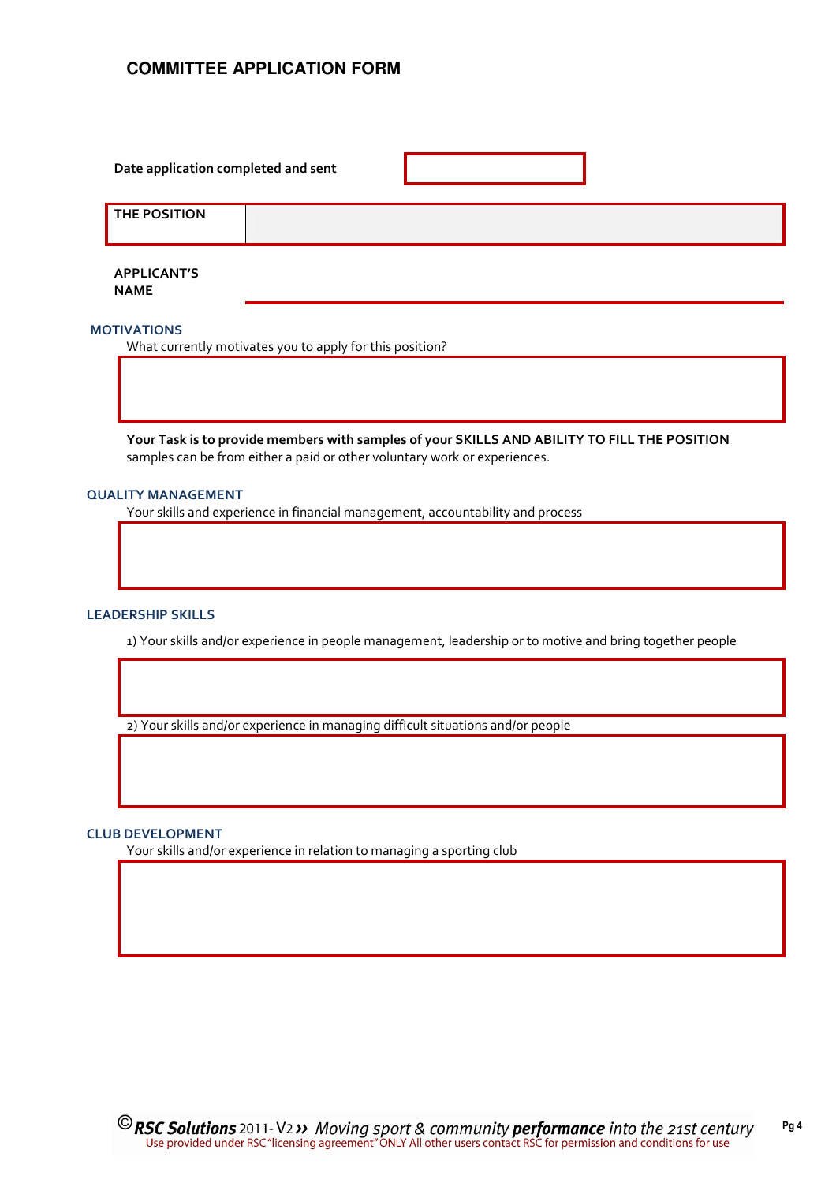# COMMITTEE APPLICATION FORM

**Date application completed and sent**

| **THE POSITION** | |
|---|---|

**APPLICANT'S NAME**

## MOTIVATIONS

What currently motivates you to apply for this position?

**Your Task is to provide members with samples of your SKILLS AND ABILITY TO FILL THE POSITION** samples can be from either a paid or other voluntary work or experiences.

## QUALITY MANAGEMENT

Your skills and experience in financial management, accountability and process

## LEADERSHIP SKILLS

1) Your skills and/or experience in people management, leadership or to motive and bring together people

2) Your skills and/or experience in managing difficult situations and/or people

## CLUB DEVELOPMENT

Your skills and/or experience in relation to managing a sporting club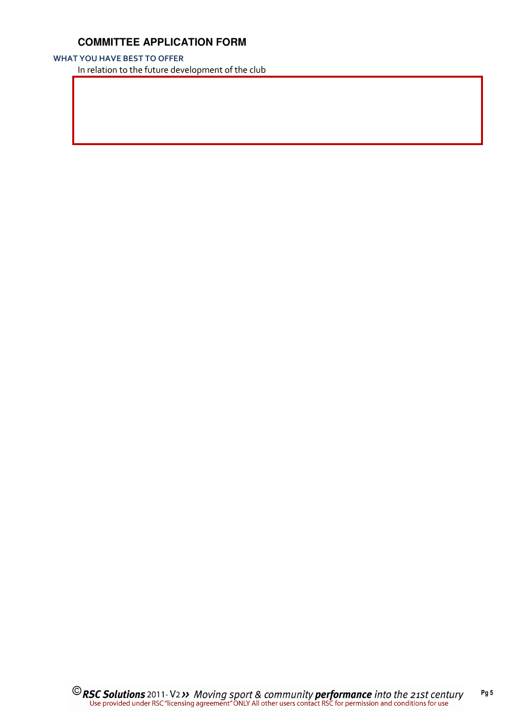### COMMITTEE APPLICATION FORM

**WHAT YOU HAVE BEST TO OFFER**

In relation to the future development of the club